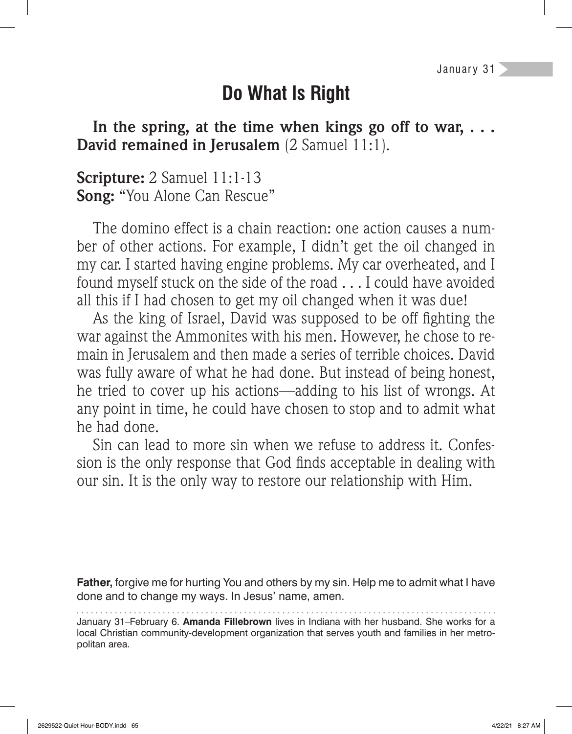January 31

# Do What Is Right

**In the spring, at the time when kings go off to war, . . . David remained in Jerusalem** (2 Samuel 11:1).

**Scripture:** 2 Samuel 11:1-13
**Song:** "You Alone Can Rescue"

The domino effect is a chain reaction: one action causes a number of other actions. For example, I didn't get the oil changed in my car. I started having engine problems. My car overheated, and I found myself stuck on the side of the road . . . I could have avoided all this if I had chosen to get my oil changed when it was due!

As the king of Israel, David was supposed to be off fighting the war against the Ammonites with his men. However, he chose to remain in Jerusalem and then made a series of terrible choices. David was fully aware of what he had done. But instead of being honest, he tried to cover up his actions—adding to his list of wrongs. At any point in time, he could have chosen to stop and to admit what he had done.

Sin can lead to more sin when we refuse to address it. Confession is the only response that God finds acceptable in dealing with our sin. It is the only way to restore our relationship with Him.

**Father,** forgive me for hurting You and others by my sin. Help me to admit what I have done and to change my ways. In Jesus' name, amen.

---

January 31–February 6. **Amanda Fillebrown** lives in Indiana with her husband. She works for a local Christian community-development organization that serves youth and families in her metropolitan area.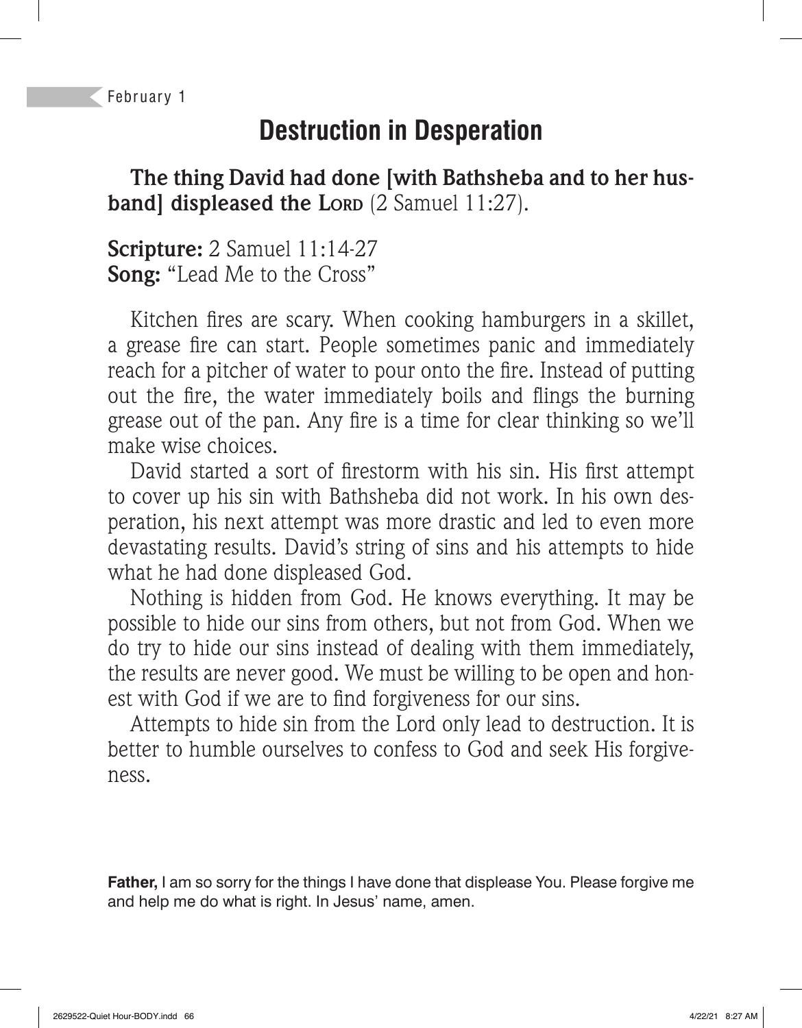February 1

# Destruction in Desperation

**The thing David had done [with Bathsheba and to her husband] displeased the Lord** (2 Samuel 11:27).

**Scripture:** 2 Samuel 11:14-27
**Song:** "Lead Me to the Cross"

Kitchen fires are scary. When cooking hamburgers in a skillet, a grease fire can start. People sometimes panic and immediately reach for a pitcher of water to pour onto the fire. Instead of putting out the fire, the water immediately boils and flings the burning grease out of the pan. Any fire is a time for clear thinking so we'll make wise choices.

David started a sort of firestorm with his sin. His first attempt to cover up his sin with Bathsheba did not work. In his own desperation, his next attempt was more drastic and led to even more devastating results. David's string of sins and his attempts to hide what he had done displeased God.

Nothing is hidden from God. He knows everything. It may be possible to hide our sins from others, but not from God. When we do try to hide our sins instead of dealing with them immediately, the results are never good. We must be willing to be open and honest with God if we are to find forgiveness for our sins.

Attempts to hide sin from the Lord only lead to destruction. It is better to humble ourselves to confess to God and seek His forgiveness.

**Father,** I am so sorry for the things I have done that displease You. Please forgive me and help me do what is right. In Jesus' name, amen.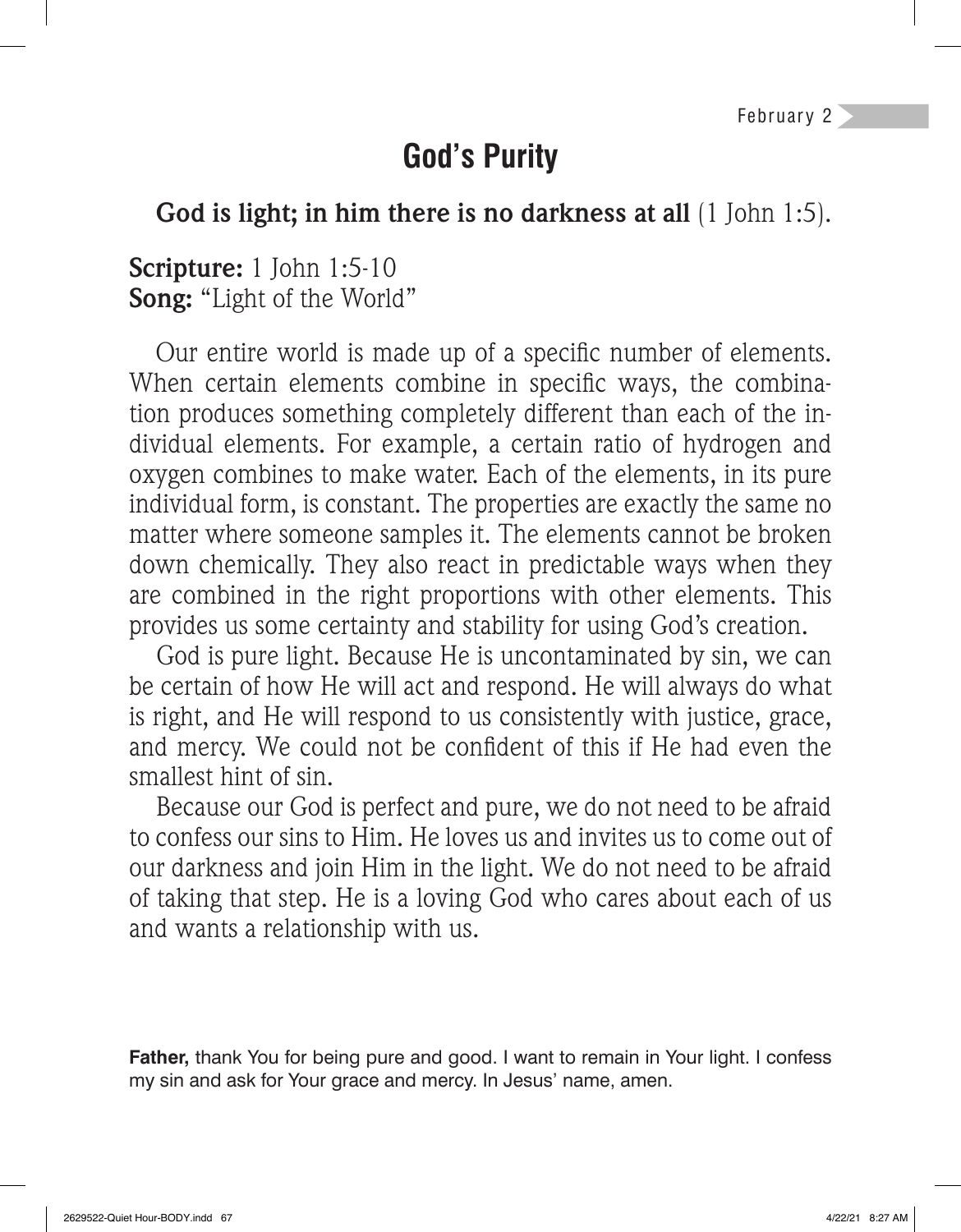February 2

# God's Purity

**God is light; in him there is no darkness at all** (1 John 1:5).

**Scripture:** 1 John 1:5-10
**Song:** "Light of the World"

Our entire world is made up of a specific number of elements. When certain elements combine in specific ways, the combination produces something completely different than each of the individual elements. For example, a certain ratio of hydrogen and oxygen combines to make water. Each of the elements, in its pure individual form, is constant. The properties are exactly the same no matter where someone samples it. The elements cannot be broken down chemically. They also react in predictable ways when they are combined in the right proportions with other elements. This provides us some certainty and stability for using God's creation.

God is pure light. Because He is uncontaminated by sin, we can be certain of how He will act and respond. He will always do what is right, and He will respond to us consistently with justice, grace, and mercy. We could not be confident of this if He had even the smallest hint of sin.

Because our God is perfect and pure, we do not need to be afraid to confess our sins to Him. He loves us and invites us to come out of our darkness and join Him in the light. We do not need to be afraid of taking that step. He is a loving God who cares about each of us and wants a relationship with us.

**Father,** thank You for being pure and good. I want to remain in Your light. I confess my sin and ask for Your grace and mercy. In Jesus' name, amen.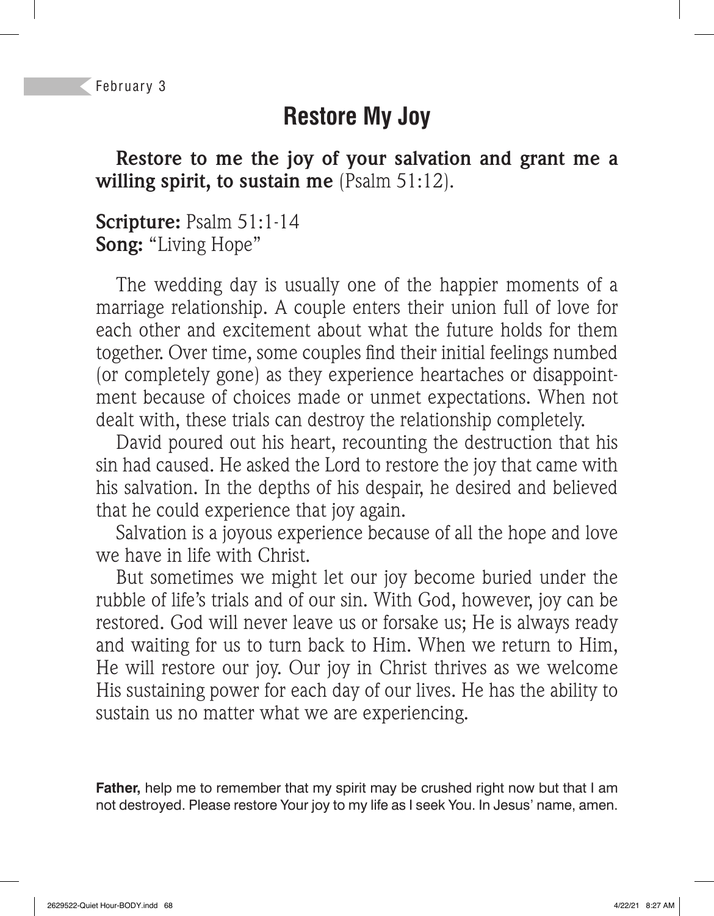February 3

# Restore My Joy

**Restore to me the joy of your salvation and grant me a willing spirit, to sustain me** (Psalm 51:12).

**Scripture:** Psalm 51:1-14
**Song:** "Living Hope"

The wedding day is usually one of the happier moments of a marriage relationship. A couple enters their union full of love for each other and excitement about what the future holds for them together. Over time, some couples find their initial feelings numbed (or completely gone) as they experience heartaches or disappointment because of choices made or unmet expectations. When not dealt with, these trials can destroy the relationship completely.

David poured out his heart, recounting the destruction that his sin had caused. He asked the Lord to restore the joy that came with his salvation. In the depths of his despair, he desired and believed that he could experience that joy again.

Salvation is a joyous experience because of all the hope and love we have in life with Christ.

But sometimes we might let our joy become buried under the rubble of life's trials and of our sin. With God, however, joy can be restored. God will never leave us or forsake us; He is always ready and waiting for us to turn back to Him. When we return to Him, He will restore our joy. Our joy in Christ thrives as we welcome His sustaining power for each day of our lives. He has the ability to sustain us no matter what we are experiencing.

**Father,** help me to remember that my spirit may be crushed right now but that I am not destroyed. Please restore Your joy to my life as I seek You. In Jesus' name, amen.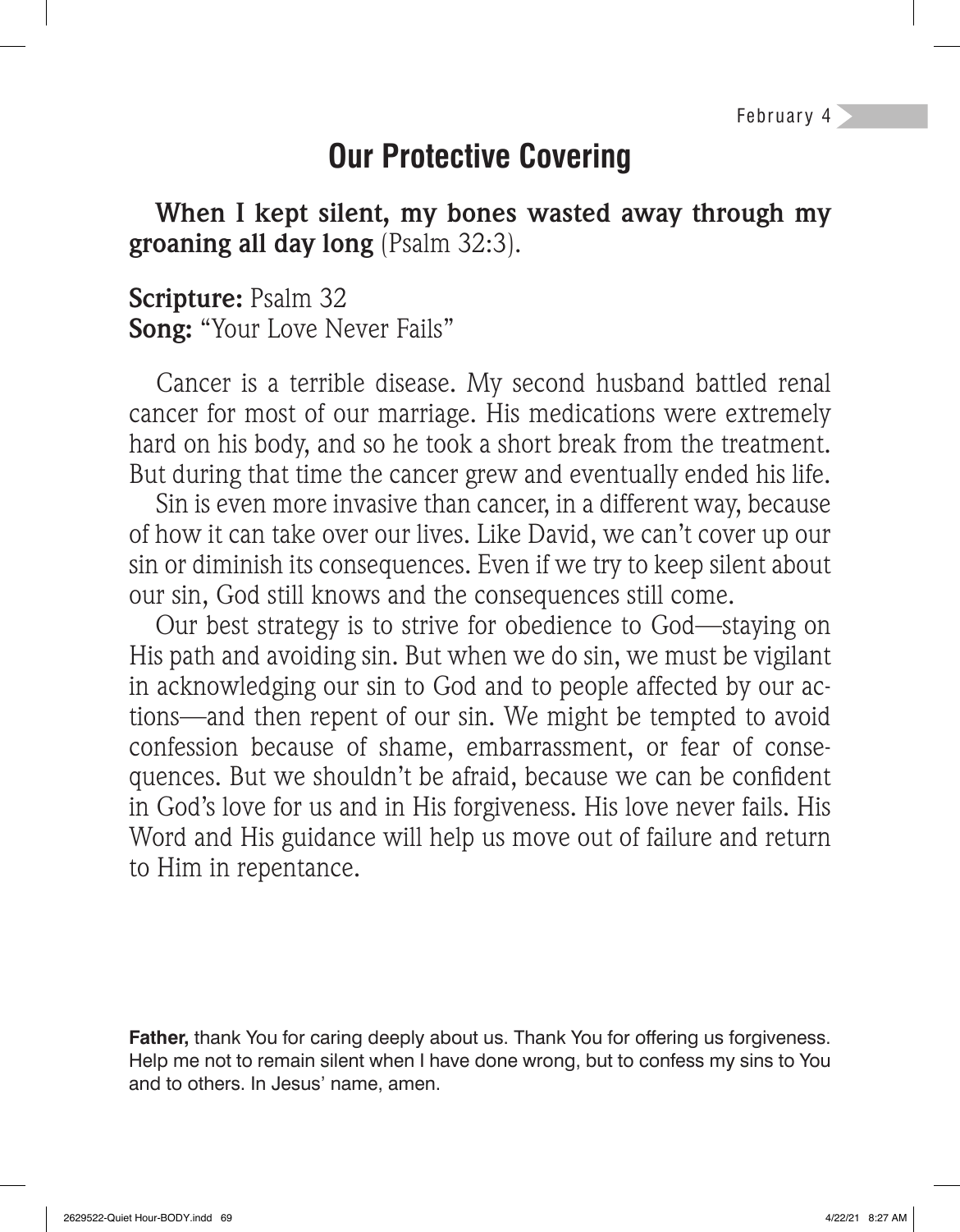February 4

# Our Protective Covering

**When I kept silent, my bones wasted away through my groaning all day long** (Psalm 32:3).

**Scripture:** Psalm 32
**Song:** "Your Love Never Fails"

Cancer is a terrible disease. My second husband battled renal cancer for most of our marriage. His medications were extremely hard on his body, and so he took a short break from the treatment. But during that time the cancer grew and eventually ended his life.

Sin is even more invasive than cancer, in a different way, because of how it can take over our lives. Like David, we can't cover up our sin or diminish its consequences. Even if we try to keep silent about our sin, God still knows and the consequences still come.

Our best strategy is to strive for obedience to God—staying on His path and avoiding sin. But when we do sin, we must be vigilant in acknowledging our sin to God and to people affected by our actions—and then repent of our sin. We might be tempted to avoid confession because of shame, embarrassment, or fear of consequences. But we shouldn't be afraid, because we can be confident in God's love for us and in His forgiveness. His love never fails. His Word and His guidance will help us move out of failure and return to Him in repentance.

**Father,** thank You for caring deeply about us. Thank You for offering us forgiveness. Help me not to remain silent when I have done wrong, but to confess my sins to You and to others. In Jesus' name, amen.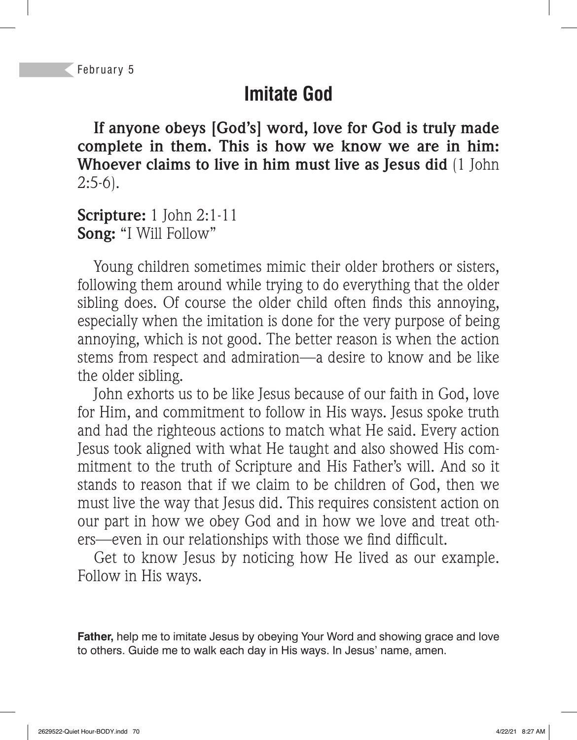February 5

# Imitate God

**If anyone obeys [God's] word, love for God is truly made complete in them. This is how we know we are in him: Whoever claims to live in him must live as Jesus did** (1 John 2:5-6).

**Scripture:** 1 John 2:1-11
**Song:** "I Will Follow"

Young children sometimes mimic their older brothers or sisters, following them around while trying to do everything that the older sibling does. Of course the older child often finds this annoying, especially when the imitation is done for the very purpose of being annoying, which is not good. The better reason is when the action stems from respect and admiration—a desire to know and be like the older sibling.

John exhorts us to be like Jesus because of our faith in God, love for Him, and commitment to follow in His ways. Jesus spoke truth and had the righteous actions to match what He said. Every action Jesus took aligned with what He taught and also showed His commitment to the truth of Scripture and His Father's will. And so it stands to reason that if we claim to be children of God, then we must live the way that Jesus did. This requires consistent action on our part in how we obey God and in how we love and treat others—even in our relationships with those we find difficult.

Get to know Jesus by noticing how He lived as our example. Follow in His ways.

**Father,** help me to imitate Jesus by obeying Your Word and showing grace and love to others. Guide me to walk each day in His ways. In Jesus' name, amen.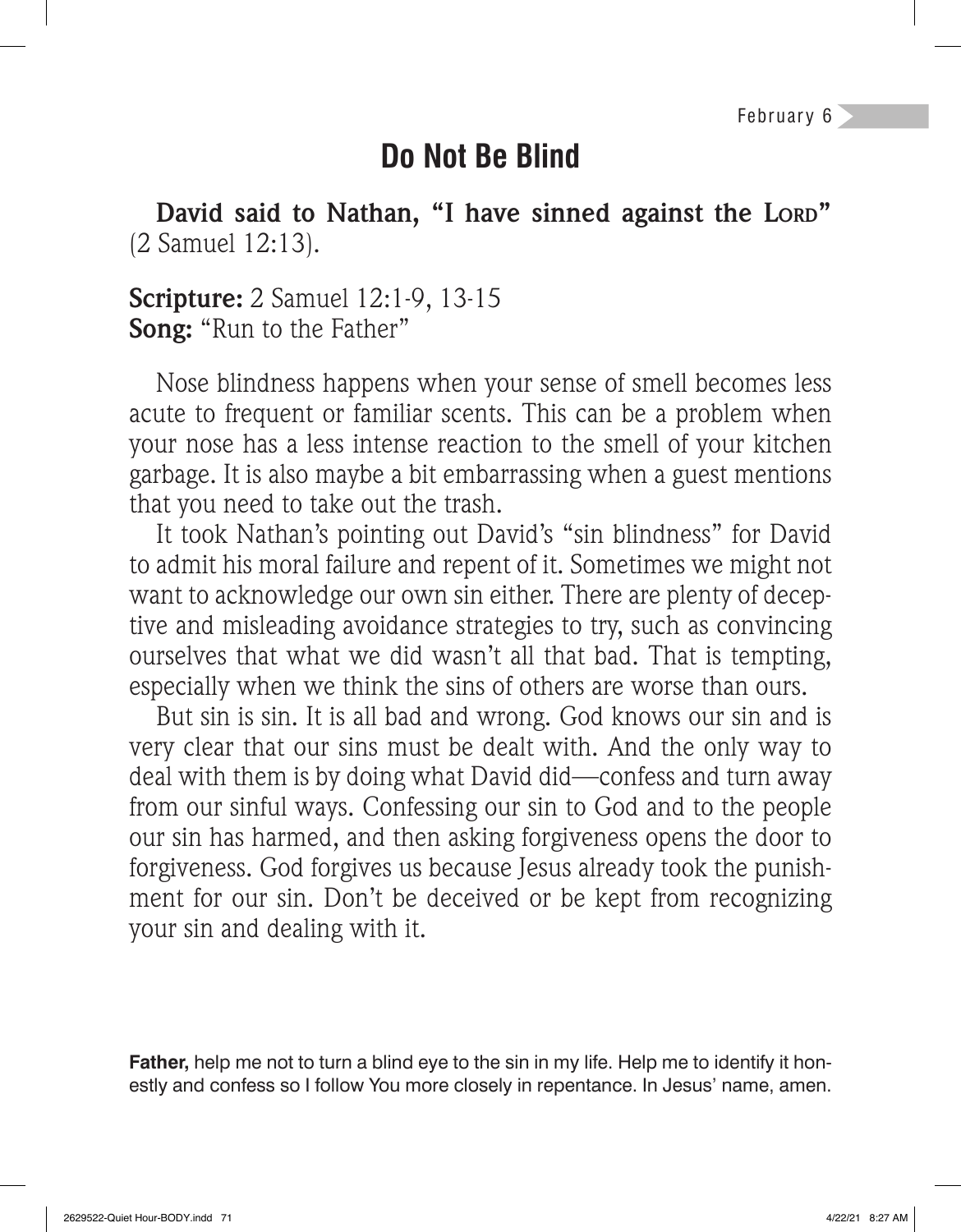February 6

# Do Not Be Blind

**David said to Nathan, "I have sinned against the Lord"** (2 Samuel 12:13).

**Scripture:** 2 Samuel 12:1-9, 13-15
**Song:** "Run to the Father"

Nose blindness happens when your sense of smell becomes less acute to frequent or familiar scents. This can be a problem when your nose has a less intense reaction to the smell of your kitchen garbage. It is also maybe a bit embarrassing when a guest mentions that you need to take out the trash.

It took Nathan's pointing out David's "sin blindness" for David to admit his moral failure and repent of it. Sometimes we might not want to acknowledge our own sin either. There are plenty of deceptive and misleading avoidance strategies to try, such as convincing ourselves that what we did wasn't all that bad. That is tempting, especially when we think the sins of others are worse than ours.

But sin is sin. It is all bad and wrong. God knows our sin and is very clear that our sins must be dealt with. And the only way to deal with them is by doing what David did—confess and turn away from our sinful ways. Confessing our sin to God and to the people our sin has harmed, and then asking forgiveness opens the door to forgiveness. God forgives us because Jesus already took the punishment for our sin. Don't be deceived or be kept from recognizing your sin and dealing with it.

**Father,** help me not to turn a blind eye to the sin in my life. Help me to identify it honestly and confess so I follow You more closely in repentance. In Jesus' name, amen.